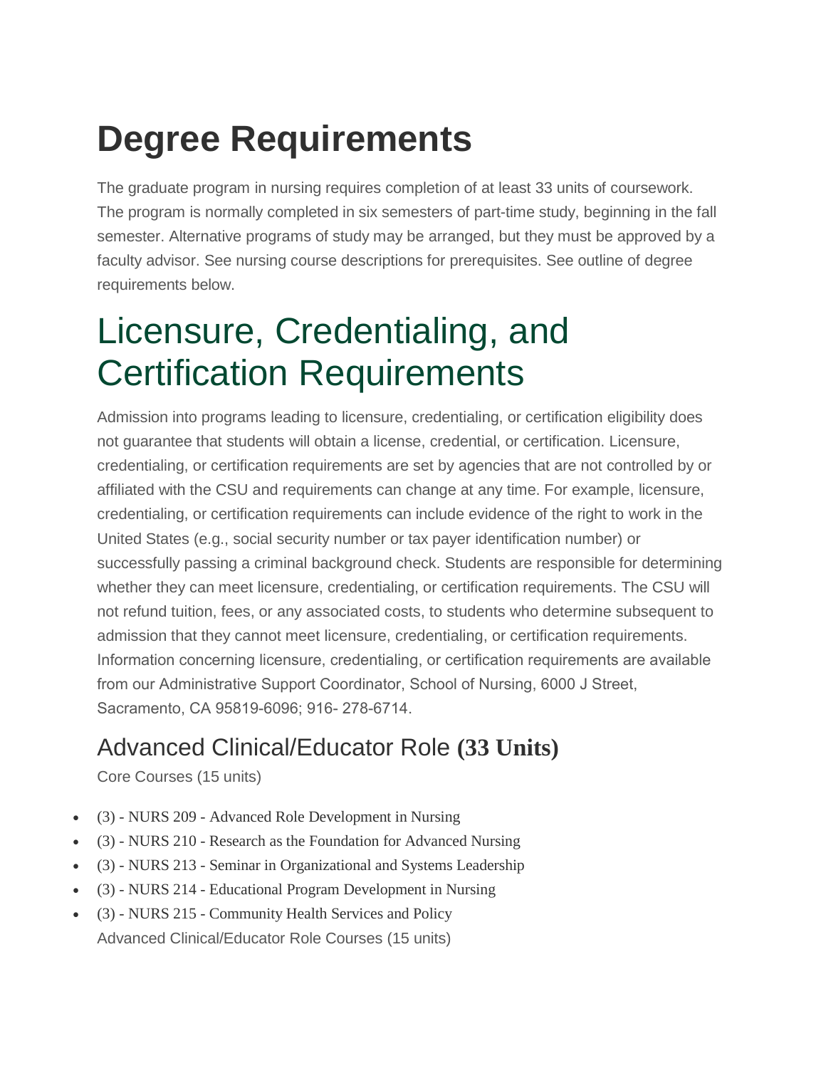# Degree Requirements

The graduate program in nursing requires completion of at least 33 units of coursework. The program is normally completed in six semesters of part-time study, beginning in the fall semester. Alternative programs of study may be arranged, but they must be approved by a faculty advisor. See nursing course descriptions for prerequisites. See outline of degree requirements below.

# Licensure, Credentialing, and Certification Requirements

Admission into programs leading to licensure, credentialing, or certification eligibility does not guarantee that students will obtain a license, credential, or certification. Licensure, credentialing, or certification requirements are set by agencies that are not controlled by or affiliated with the CSU and requirements can change at any time. For example, licensure, credentialing, or certification requirements can include evidence of the right to work in the United States (e.g., social security number or tax payer identification number) or successfully passing a criminal background check. Students are responsible for determining whether they can meet licensure, credentialing, or certification requirements. The CSU will not refund tuition, fees, or any associated costs, to students who determine subsequent to admission that they cannot meet licensure, credentialing, or certification requirements. Information concerning licensure, credentialing, or certification requirements are available from our Administrative Support Coordinator, School of Nursing, 6000 J Street, Sacramento, CA 95819-6096; 916- 278-6714.

## Advanced Clinical/Educator Role **(33 Units)**

Core Courses (15 units)

- (3) - NURS 209 - Advanced Role Development in Nursing
- (3) - NURS 210 - Research as the Foundation for Advanced Nursing
- (3) - NURS 213 - Seminar in Organizational and Systems Leadership
- (3) - NURS 214 - Educational Program Development in Nursing
- (3) - NURS 215 - Community Health Services and Policy

Advanced Clinical/Educator Role Courses (15 units)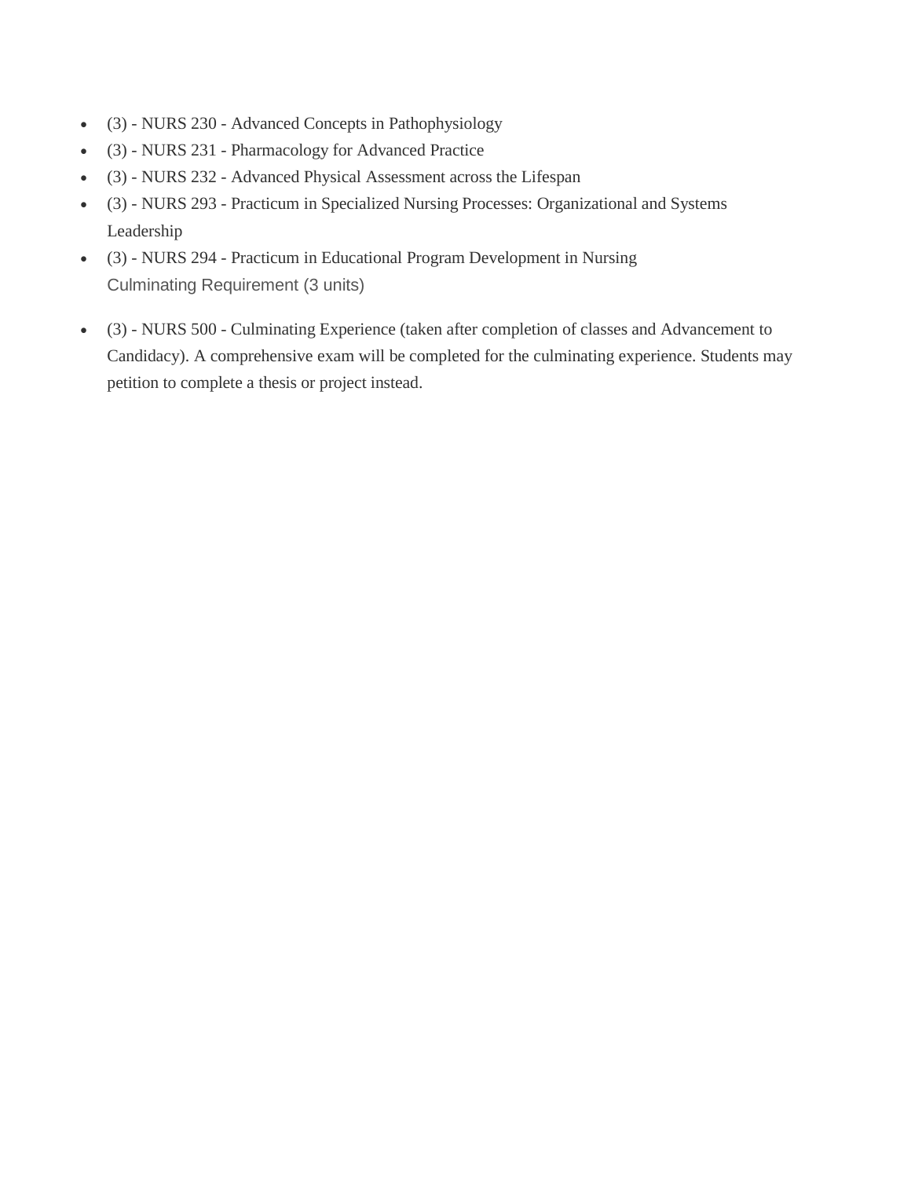- (3) - NURS 230 - Advanced Concepts in Pathophysiology
- (3) - NURS 231 - Pharmacology for Advanced Practice
- (3) - NURS 232 - Advanced Physical Assessment across the Lifespan
- (3) - NURS 293 - Practicum in Specialized Nursing Processes: Organizational and Systems Leadership
- (3) - NURS 294 - Practicum in Educational Program Development in Nursing

Culminating Requirement (3 units)

- (3) - NURS 500 - Culminating Experience (taken after completion of classes and Advancement to Candidacy). A comprehensive exam will be completed for the culminating experience. Students may petition to complete a thesis or project instead.